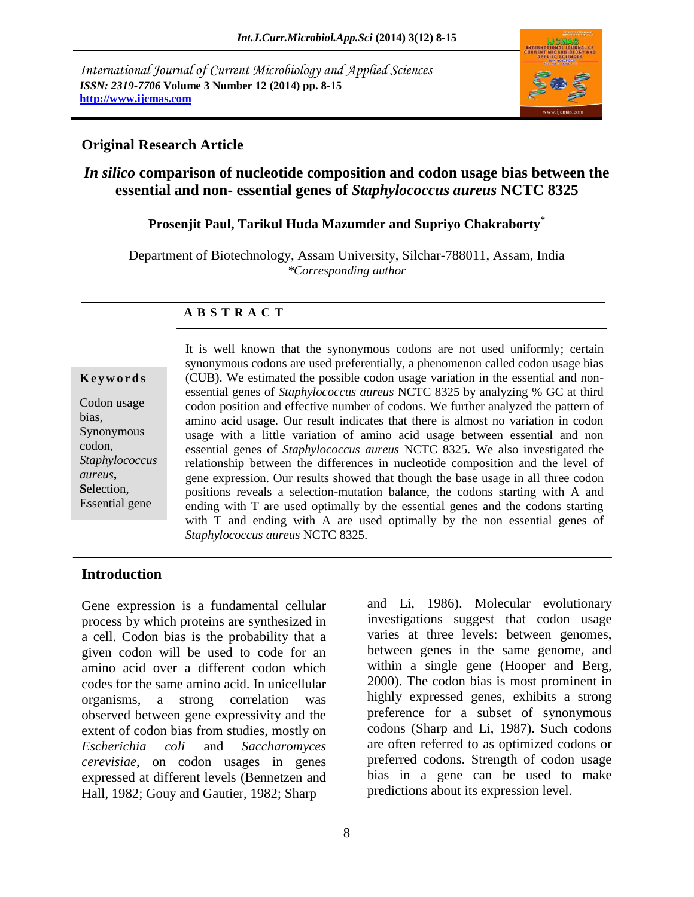International Journal of Current Microbiology and Applied Sciences
*ISSN: 2319-7706* **Volume 3 Number 12 (2014) pp. 8-15**
**http://www.ijcmas.com**

**Original Research Article**

# *In silico* comparison of nucleotide composition and codon usage bias between the essential and non- essential genes of *Staphylococcus aureus* NCTC 8325

**Prosenjit Paul, Tarikul Huda Mazumder and Supriyo Chakraborty***

Department of Biotechnology, Assam University, Silchar-788011, Assam, India
*\*Corresponding author*

## ABSTRACT

**Keywords**

Codon usage bias, Synonymous codon, *Staphylococcus aureus*, Selection, Essential gene

It is well known that the synonymous codons are not used uniformly; certain synonymous codons are used preferentially, a phenomenon called codon usage bias (CUB). We estimated the possible codon usage variation in the essential and non-essential genes of *Staphylococcus aureus* NCTC 8325 by analyzing % GC at third codon position and effective number of codons. We further analyzed the pattern of amino acid usage. Our result indicates that there is almost no variation in codon usage with a little variation of amino acid usage between essential and non essential genes of *Staphylococcus aureus* NCTC 8325. We also investigated the relationship between the differences in nucleotide composition and the level of gene expression. Our results showed that though the base usage in all three codon positions reveals a selection-mutation balance, the codons starting with A and ending with T are used optimally by the essential genes and the codons starting with T and ending with A are used optimally by the non essential genes of *Staphylococcus aureus* NCTC 8325.

## Introduction

Gene expression is a fundamental cellular process by which proteins are synthesized in a cell. Codon bias is the probability that a given codon will be used to code for an amino acid over a different codon which codes for the same amino acid. In unicellular organisms, a strong correlation was observed between gene expressivity and the extent of codon bias from studies, mostly on *Escherichia coli* and *Saccharomyces cerevisiae*, on codon usages in genes expressed at different levels (Bennetzen and Hall, 1982; Gouy and Gautier, 1982; Sharp and Li, 1986). Molecular evolutionary investigations suggest that codon usage varies at three levels: between genomes, between genes in the same genome, and within a single gene (Hooper and Berg, 2000). The codon bias is most prominent in highly expressed genes, exhibits a strong preference for a subset of synonymous codons (Sharp and Li, 1987). Such codons are often referred to as optimized codons or preferred codons. Strength of codon usage bias in a gene can be used to make predictions about its expression level.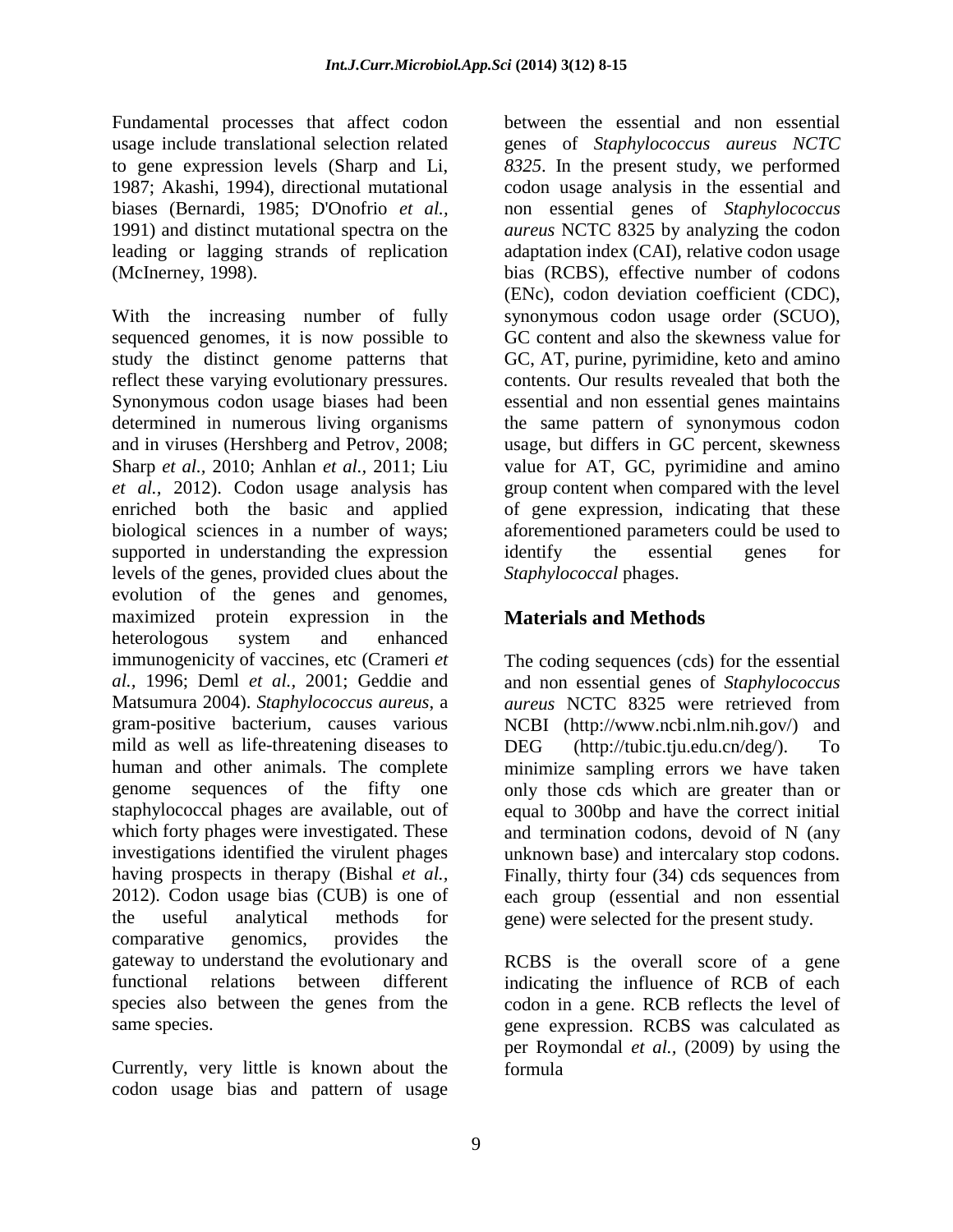Fundamental processes that affect codon usage include translational selection related to gene expression levels (Sharp and Li, 1987; Akashi, 1994), directional mutational biases (Bernardi, 1985; D'Onofrio *et al.*, 1991) and distinct mutational spectra on the leading or lagging strands of replication (McInerney, 1998).

With the increasing number of fully sequenced genomes, it is now possible to study the distinct genome patterns that reflect these varying evolutionary pressures. Synonymous codon usage biases had been determined in numerous living organisms and in viruses (Hershberg and Petrov, 2008; Sharp *et al.,* 2010; Anhlan *et al.,* 2011; Liu *et al.,* 2012). Codon usage analysis has enriched both the basic and applied biological sciences in a number of ways; supported in understanding the expression levels of the genes, provided clues about the evolution of the genes and genomes, maximized protein expression in the heterologous system and enhanced immunogenicity of vaccines, etc (Crameri *et al.,* 1996; Deml *et al.,* 2001; Geddie and Matsumura 2004). *Staphylococcus aureus*, a gram-positive bacterium, causes various mild as well as life-threatening diseases to human and other animals. The complete genome sequences of the fifty one staphylococcal phages are available, out of which forty phages were investigated. These investigations identified the virulent phages having prospects in therapy (Bishal *et al.,* 2012). Codon usage bias (CUB) is one of the useful analytical methods for comparative genomics, provides the gateway to understand the evolutionary and functional relations between different species also between the genes from the same species.

Currently, very little is known about the codon usage bias and pattern of usage between the essential and non essential genes of *Staphylococcus aureus NCTC 8325*. In the present study, we performed codon usage analysis in the essential and non essential genes of *Staphylococcus aureus* NCTC 8325 by analyzing the codon adaptation index (CAI), relative codon usage bias (RCBS), effective number of codons (ENc), codon deviation coefficient (CDC), synonymous codon usage order (SCUO), GC content and also the skewness value for GC, AT, purine, pyrimidine, keto and amino contents. Our results revealed that both the essential and non essential genes maintains the same pattern of synonymous codon usage, but differs in GC percent, skewness value for AT, GC, pyrimidine and amino group content when compared with the level of gene expression, indicating that these aforementioned parameters could be used to identify the essential genes for *Staphylococcal* phages.

## Materials and Methods

The coding sequences (cds) for the essential and non essential genes of *Staphylococcus aureus* NCTC 8325 were retrieved from NCBI (http://www.ncbi.nlm.nih.gov/) and DEG (http://tubic.tju.edu.cn/deg/). To minimize sampling errors we have taken only those cds which are greater than or equal to 300bp and have the correct initial and termination codons, devoid of N (any unknown base) and intercalary stop codons. Finally, thirty four (34) cds sequences from each group (essential and non essential gene) were selected for the present study.

RCBS is the overall score of a gene indicating the influence of RCB of each codon in a gene. RCB reflects the level of gene expression. RCBS was calculated as per Roymondal *et al.,* (2009) by using the formula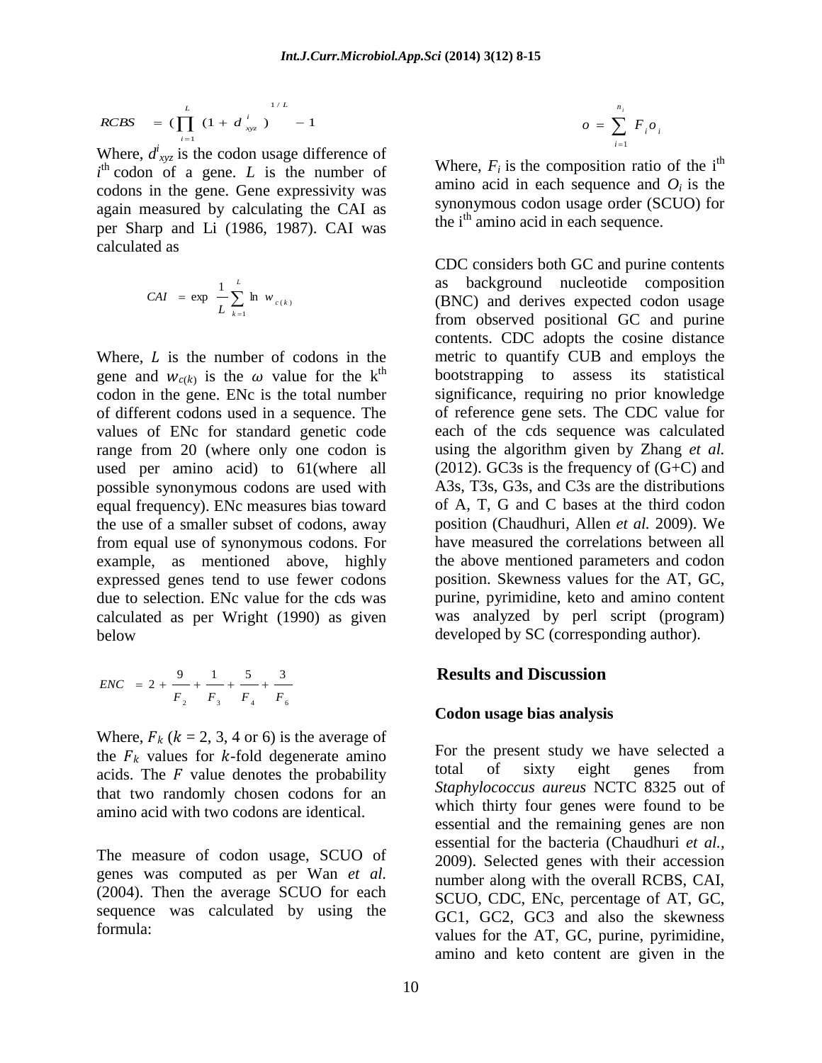$$RCBS = \left(\prod_{i=1}^{L} (1 + d_{xyz}^{i})\right)^{1/L} - 1$$

Where, $d^{i}_{xyz}$ is the codon usage difference of $i^{th}$ codon of a gene. $L$ is the number of codons in the gene. Gene expressivity was again measured by calculating the CAI as per Sharp and Li (1986, 1987). CAI was calculated as

$$CAI = \exp \frac{1}{L} \sum_{k=1}^{L} \ln w_{c(k)}$$

Where, $L$ is the number of codons in the gene and $w_{c(k)}$ is the $\omega$ value for the k$^{th}$ codon in the gene. ENc is the total number of different codons used in a sequence. The values of ENc for standard genetic code range from 20 (where only one codon is used per amino acid) to 61(where all possible synonymous codons are used with equal frequency). ENc measures bias toward the use of a smaller subset of codons, away from equal use of synonymous codons. For example, as mentioned above, highly expressed genes tend to use fewer codons due to selection. ENc value for the cds was calculated as per Wright (1990) as given below

$$ENC = 2 + \frac{9}{F_2} + \frac{1}{F_3} + \frac{5}{F_4} + \frac{3}{F_6}$$

Where, $F_k$ ($k$ = 2, 3, 4 or 6) is the average of the $F_k$ values for $k$-fold degenerate amino acids. The $F$ value denotes the probability that two randomly chosen codons for an amino acid with two codons are identical.

The measure of codon usage, SCUO of genes was computed as per Wan *et al.* (2004). Then the average SCUO for each sequence was calculated by using the formula:

$$o = \sum_{i=1}^{n_i} F_i o_i$$

Where, $F_i$ is the composition ratio of the i$^{th}$ amino acid in each sequence and $O_i$ is the synonymous codon usage order (SCUO) for the i$^{th}$ amino acid in each sequence.

CDC considers both GC and purine contents as background nucleotide composition (BNC) and derives expected codon usage from observed positional GC and purine contents. CDC adopts the cosine distance metric to quantify CUB and employs the bootstrapping to assess its statistical significance, requiring no prior knowledge of reference gene sets. The CDC value for each of the cds sequence was calculated using the algorithm given by Zhang *et al.* (2012). GC3s is the frequency of (G+C) and A3s, T3s, G3s, and C3s are the distributions of A, T, G and C bases at the third codon position (Chaudhuri, Allen *et al.* 2009). We have measured the correlations between all the above mentioned parameters and codon position. Skewness values for the AT, GC, purine, pyrimidine, keto and amino content was analyzed by perl script (program) developed by SC (corresponding author).

## Results and Discussion

### Codon usage bias analysis

For the present study we have selected a total of sixty eight genes from *Staphylococcus aureus* NCTC 8325 out of which thirty four genes were found to be essential and the remaining genes are non essential for the bacteria (Chaudhuri *et al.*, 2009). Selected genes with their accession number along with the overall RCBS, CAI, SCUO, CDC, ENc, percentage of AT, GC, GC1, GC2, GC3 and also the skewness values for the AT, GC, purine, pyrimidine, amino and keto content are given in the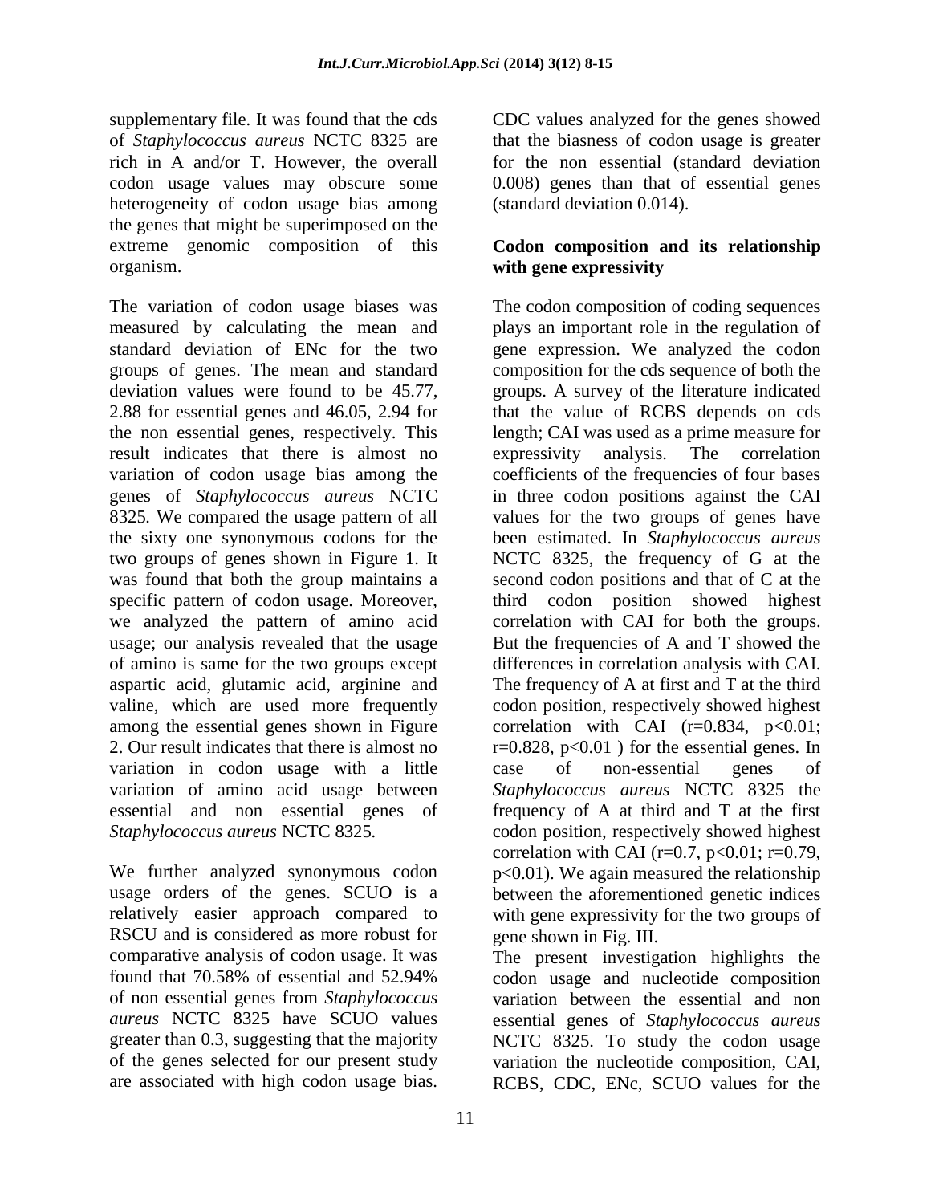supplementary file. It was found that the cds of *Staphylococcus aureus* NCTC 8325 are rich in A and/or T. However, the overall codon usage values may obscure some heterogeneity of codon usage bias among the genes that might be superimposed on the extreme genomic composition of this organism.

The variation of codon usage biases was measured by calculating the mean and standard deviation of ENc for the two groups of genes. The mean and standard deviation values were found to be 45.77, 2.88 for essential genes and 46.05, 2.94 for the non essential genes, respectively. This result indicates that there is almost no variation of codon usage bias among the genes of *Staphylococcus aureus* NCTC 8325. We compared the usage pattern of all the sixty one synonymous codons for the two groups of genes shown in Figure 1. It was found that both the group maintains a specific pattern of codon usage. Moreover, we analyzed the pattern of amino acid usage; our analysis revealed that the usage of amino is same for the two groups except aspartic acid, glutamic acid, arginine and valine, which are used more frequently among the essential genes shown in Figure 2. Our result indicates that there is almost no variation in codon usage with a little variation of amino acid usage between essential and non essential genes of *Staphylococcus aureus* NCTC 8325.

We further analyzed synonymous codon usage orders of the genes. SCUO is a relatively easier approach compared to RSCU and is considered as more robust for comparative analysis of codon usage. It was found that 70.58% of essential and 52.94% of non essential genes from *Staphylococcus aureus* NCTC 8325 have SCUO values greater than 0.3, suggesting that the majority of the genes selected for our present study are associated with high codon usage bias. CDC values analyzed for the genes showed that the biasness of codon usage is greater for the non essential (standard deviation 0.008) genes than that of essential genes (standard deviation 0.014).

**Codon composition and its relationship with gene expressivity**

The codon composition of coding sequences plays an important role in the regulation of gene expression. We analyzed the codon composition for the cds sequence of both the groups. A survey of the literature indicated that the value of RCBS depends on cds length; CAI was used as a prime measure for expressivity analysis. The correlation coefficients of the frequencies of four bases in three codon positions against the CAI values for the two groups of genes have been estimated. In *Staphylococcus aureus* NCTC 8325, the frequency of G at the second codon positions and that of C at the third codon position showed highest correlation with CAI for both the groups. But the frequencies of A and T showed the differences in correlation analysis with CAI. The frequency of A at first and T at the third codon position, respectively showed highest correlation with CAI ($r=0.834$, $p<0.01$; $r=0.828$, $p<0.01$ ) for the essential genes. In case of non-essential genes of *Staphylococcus aureus* NCTC 8325 the frequency of A at third and T at the first codon position, respectively showed highest correlation with CAI ($r=0.7$, $p<0.01$; $r=0.79$, $p<0.01$). We again measured the relationship between the aforementioned genetic indices with gene expressivity for the two groups of gene shown in Fig. III.

The present investigation highlights the codon usage and nucleotide composition variation between the essential and non essential genes of *Staphylococcus aureus* NCTC 8325. To study the codon usage variation the nucleotide composition, CAI, RCBS, CDC, ENc, SCUO values for the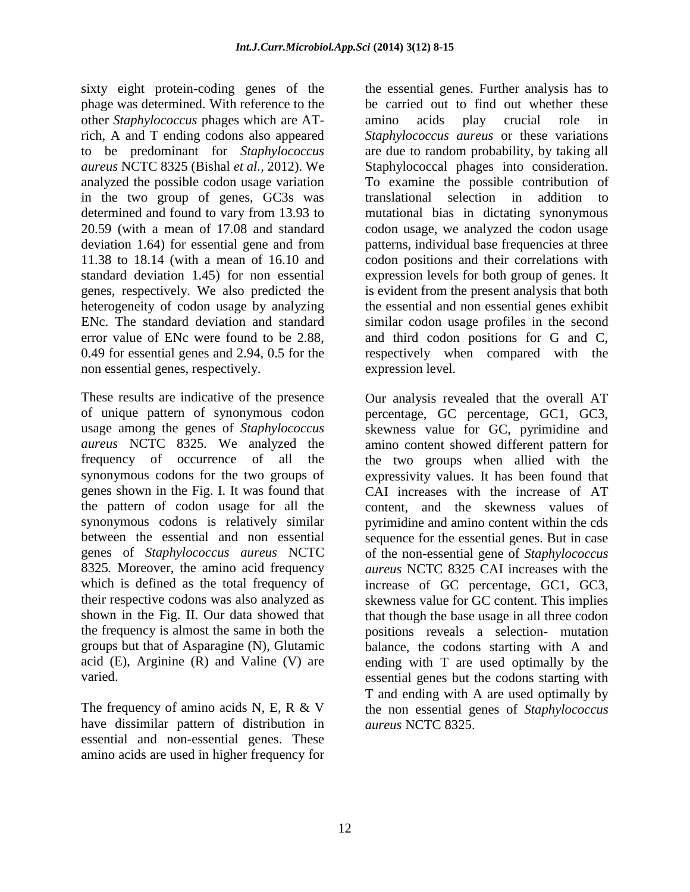sixty eight protein-coding genes of the phage was determined. With reference to the other *Staphylococcus* phages which are AT-rich, A and T ending codons also appeared to be predominant for *Staphylococcus aureus* NCTC 8325 (Bishal *et al.,* 2012). We analyzed the possible codon usage variation in the two group of genes, GC3s was determined and found to vary from 13.93 to 20.59 (with a mean of 17.08 and standard deviation 1.64) for essential gene and from 11.38 to 18.14 (with a mean of 16.10 and standard deviation 1.45) for non essential genes, respectively. We also predicted the heterogeneity of codon usage by analyzing ENc. The standard deviation and standard error value of ENc were found to be 2.88, 0.49 for essential genes and 2.94, 0.5 for the non essential genes, respectively.

These results are indicative of the presence of unique pattern of synonymous codon usage among the genes of *Staphylococcus aureus* NCTC 8325. We analyzed the frequency of occurrence of all the synonymous codons for the two groups of genes shown in the Fig. I. It was found that the pattern of codon usage for all the synonymous codons is relatively similar between the essential and non essential genes of *Staphylococcus aureus* NCTC 8325. Moreover, the amino acid frequency which is defined as the total frequency of their respective codons was also analyzed as shown in the Fig. II. Our data showed that the frequency is almost the same in both the groups but that of Asparagine (N), Glutamic acid (E), Arginine (R) and Valine (V) are varied.

The frequency of amino acids N, E, R & V have dissimilar pattern of distribution in essential and non-essential genes. These amino acids are used in higher frequency for the essential genes. Further analysis has to be carried out to find out whether these amino acids play crucial role in *Staphylococcus aureus* or these variations are due to random probability, by taking all Staphylococcal phages into consideration. To examine the possible contribution of translational selection in addition to mutational bias in dictating synonymous codon usage, we analyzed the codon usage patterns, individual base frequencies at three codon positions and their correlations with expression levels for both group of genes. It is evident from the present analysis that both the essential and non essential genes exhibit similar codon usage profiles in the second and third codon positions for G and C, respectively when compared with the expression level.

Our analysis revealed that the overall AT percentage, GC percentage, GC1, GC3, skewness value for GC, pyrimidine and amino content showed different pattern for the two groups when allied with the expressivity values. It has been found that CAI increases with the increase of AT content, and the skewness values of pyrimidine and amino content within the cds sequence for the essential genes. But in case of the non-essential gene of *Staphylococcus aureus* NCTC 8325 CAI increases with the increase of GC percentage, GC1, GC3, skewness value for GC content. This implies that though the base usage in all three codon positions reveals a selection- mutation balance, the codons starting with A and ending with T are used optimally by the essential genes but the codons starting with T and ending with A are used optimally by the non essential genes of *Staphylococcus aureus* NCTC 8325.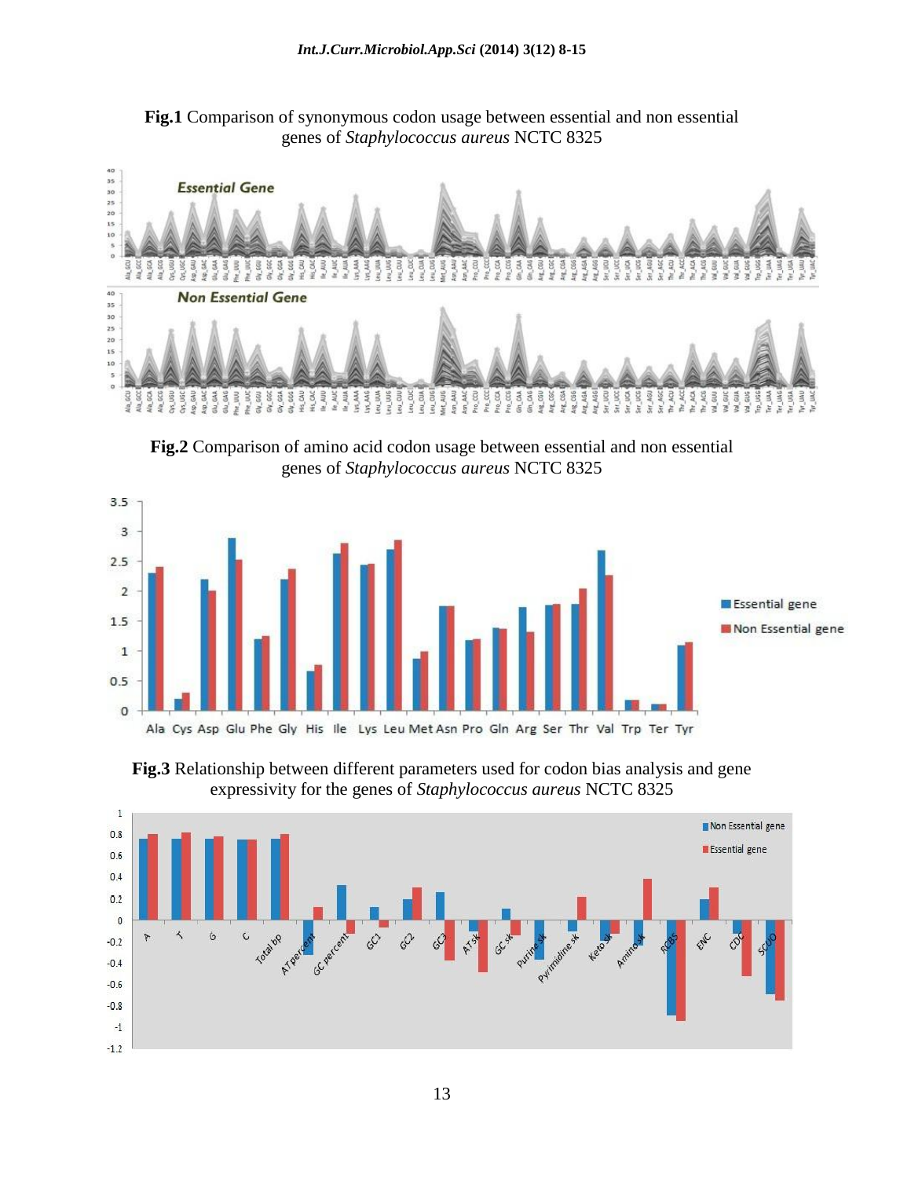**Fig.1** Comparison of synonymous codon usage between essential and non essential genes of *Staphylococcus aureus* NCTC 8325

**Fig.2** Comparison of amino acid codon usage between essential and non essential genes of *Staphylococcus aureus* NCTC 8325

**Fig.3** Relationship between different parameters used for codon bias analysis and gene expressivity for the genes of *Staphylococcus aureus* NCTC 8325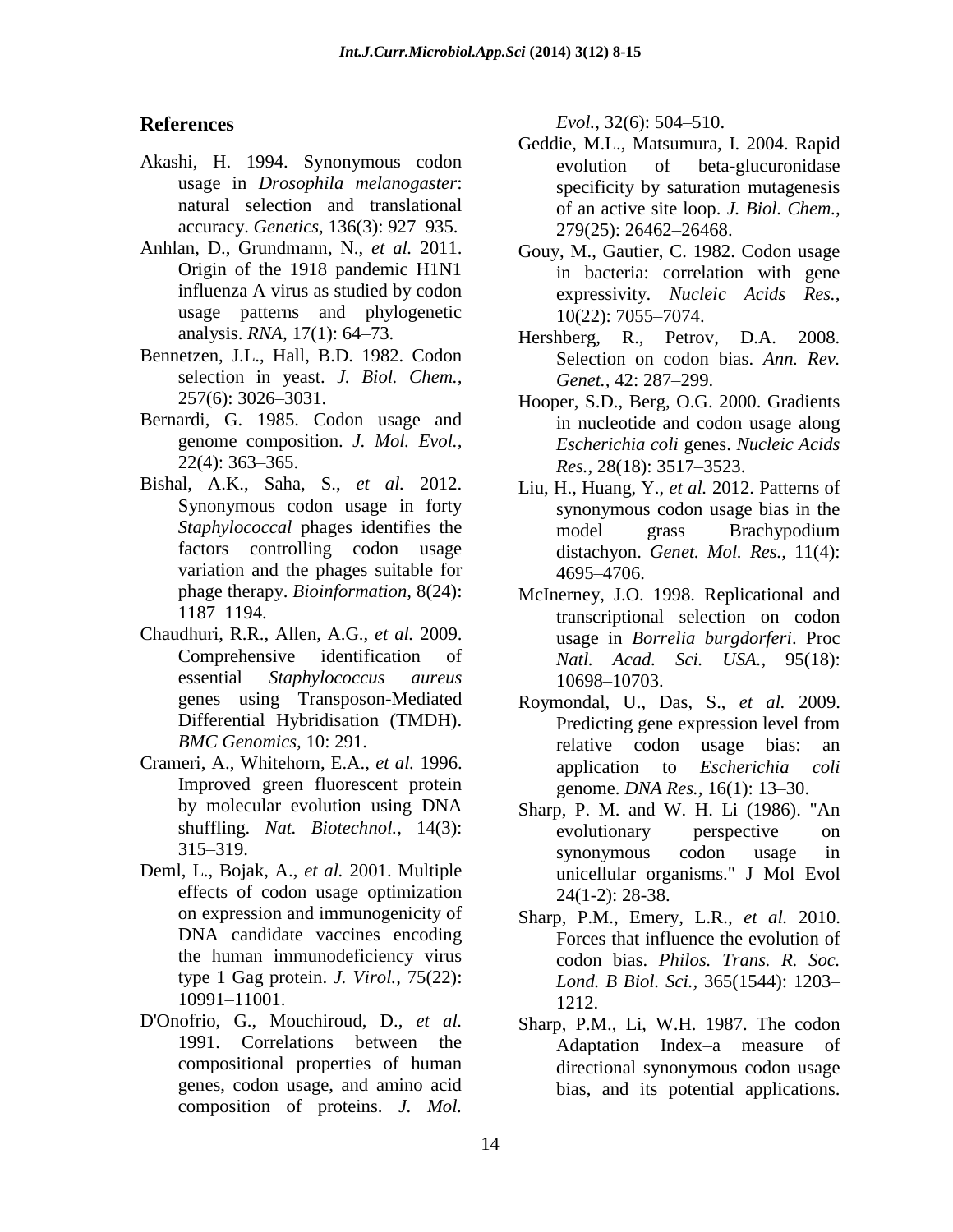## References

Akashi, H. 1994. Synonymous codon usage in *Drosophila melanogaster*: natural selection and translational accuracy. *Genetics*, 136(3): 927–935.

Anhlan, D., Grundmann, N., *et al.* 2011. Origin of the 1918 pandemic H1N1 influenza A virus as studied by codon usage patterns and phylogenetic analysis. *RNA*, 17(1): 64–73.

Bennetzen, J.L., Hall, B.D. 1982. Codon selection in yeast. *J. Biol. Chem.,* 257(6): 3026–3031.

Bernardi, G. 1985. Codon usage and genome composition. *J. Mol. Evol.,* 22(4): 363–365.

Bishal, A.K., Saha, S., *et al.* 2012. Synonymous codon usage in forty *Staphylococcal* phages identifies the factors controlling codon usage variation and the phages suitable for phage therapy. *Bioinformation*, 8(24): 1187–1194.

Chaudhuri, R.R., Allen, A.G., *et al.* 2009. Comprehensive identification of essential *Staphylococcus aureus* genes using Transposon-Mediated Differential Hybridisation (TMDH). *BMC Genomics*, 10: 291.

Crameri, A., Whitehorn, E.A., *et al.* 1996. Improved green fluorescent protein by molecular evolution using DNA shuffling. *Nat. Biotechnol.,* 14(3): 315–319.

Deml, L., Bojak, A., *et al.* 2001. Multiple effects of codon usage optimization on expression and immunogenicity of DNA candidate vaccines encoding the human immunodeficiency virus type 1 Gag protein. *J. Virol.,* 75(22): 10991–11001.

D'Onofrio, G., Mouchiroud, D., *et al.* 1991. Correlations between the compositional properties of human genes, codon usage, and amino acid composition of proteins. *J. Mol. Evol.,* 32(6): 504–510.

Geddie, M.L., Matsumura, I. 2004. Rapid evolution of beta-glucuronidase specificity by saturation mutagenesis of an active site loop. *J. Biol. Chem.,* 279(25): 26462–26468.

Gouy, M., Gautier, C. 1982. Codon usage in bacteria: correlation with gene expressivity. *Nucleic Acids Res.,* 10(22): 7055–7074.

Hershberg, R., Petrov, D.A. 2008. Selection on codon bias. *Ann. Rev. Genet.,* 42: 287–299.

Hooper, S.D., Berg, O.G. 2000. Gradients in nucleotide and codon usage along *Escherichia coli* genes. *Nucleic Acids Res.,* 28(18): 3517–3523.

Liu, H., Huang, Y., *et al.* 2012. Patterns of synonymous codon usage bias in the model grass Brachypodium distachyon. *Genet. Mol. Res.,* 11(4): 4695–4706.

McInerney, J.O. 1998. Replicational and transcriptional selection on codon usage in *Borrelia burgdorferi*. Proc *Natl. Acad. Sci. USA.,* 95(18): 10698–10703.

Roymondal, U., Das, S., *et al.* 2009. Predicting gene expression level from relative codon usage bias: an application to *Escherichia coli* genome. *DNA Res.,* 16(1): 13–30.

Sharp, P. M. and W. H. Li (1986). "An evolutionary perspective on synonymous codon usage in unicellular organisms." J Mol Evol 24(1-2): 28-38.

Sharp, P.M., Emery, L.R., *et al.* 2010. Forces that influence the evolution of codon bias. *Philos. Trans. R. Soc. Lond. B Biol. Sci.,* 365(1544): 1203–1212.

Sharp, P.M., Li, W.H. 1987. The codon Adaptation Index–a measure of directional synonymous codon usage bias, and its potential applications.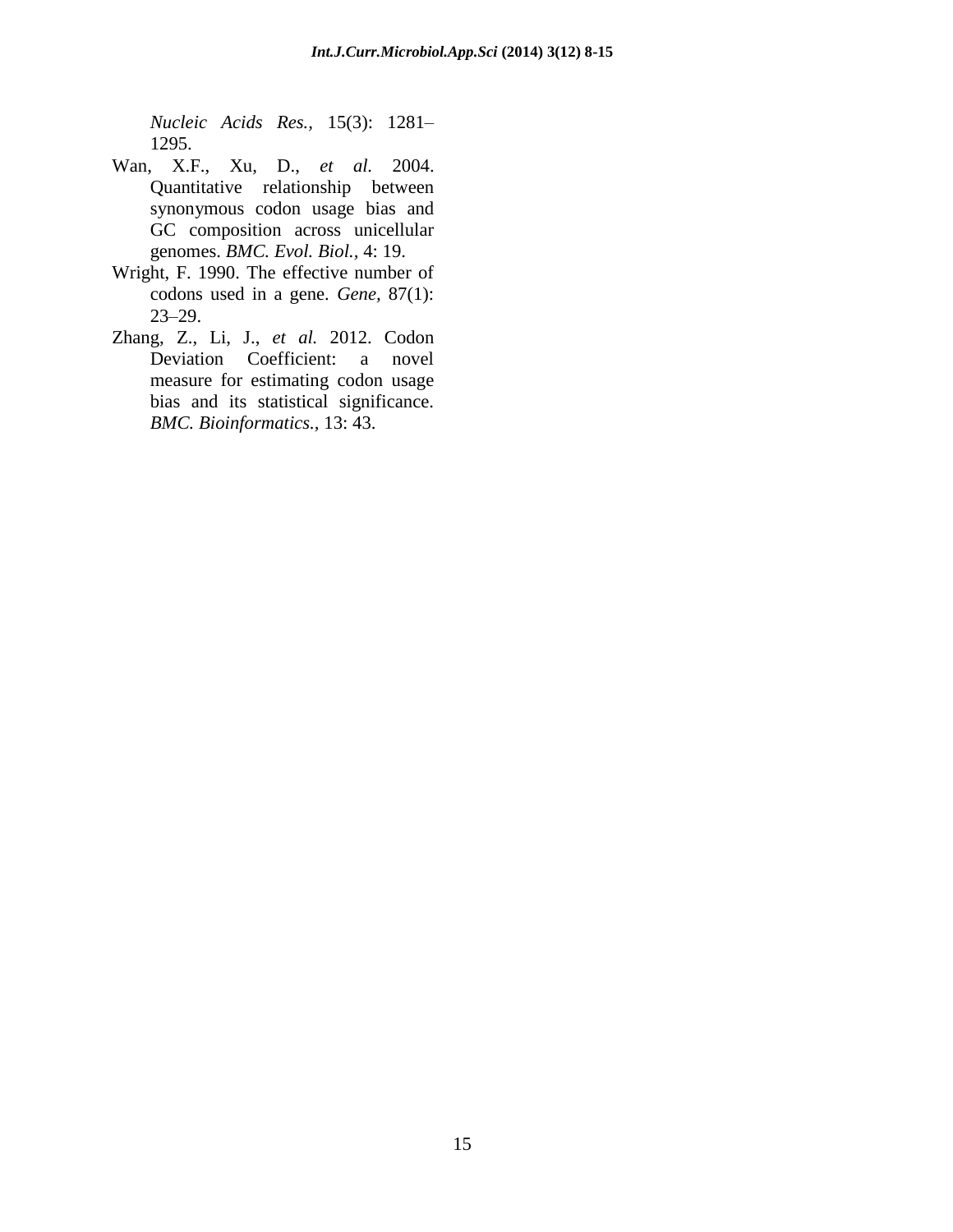*Nucleic Acids Res.*, 15(3): 1281–1295.

Wan, X.F., Xu, D., *et al.* 2004. Quantitative relationship between synonymous codon usage bias and GC composition across unicellular genomes. *BMC. Evol. Biol.*, 4: 19.

Wright, F. 1990. The effective number of codons used in a gene. *Gene,* 87(1): 23–29.

Zhang, Z., Li, J., *et al.* 2012. Codon Deviation Coefficient: a novel measure for estimating codon usage bias and its statistical significance. *BMC. Bioinformatics.*, 13: 43.